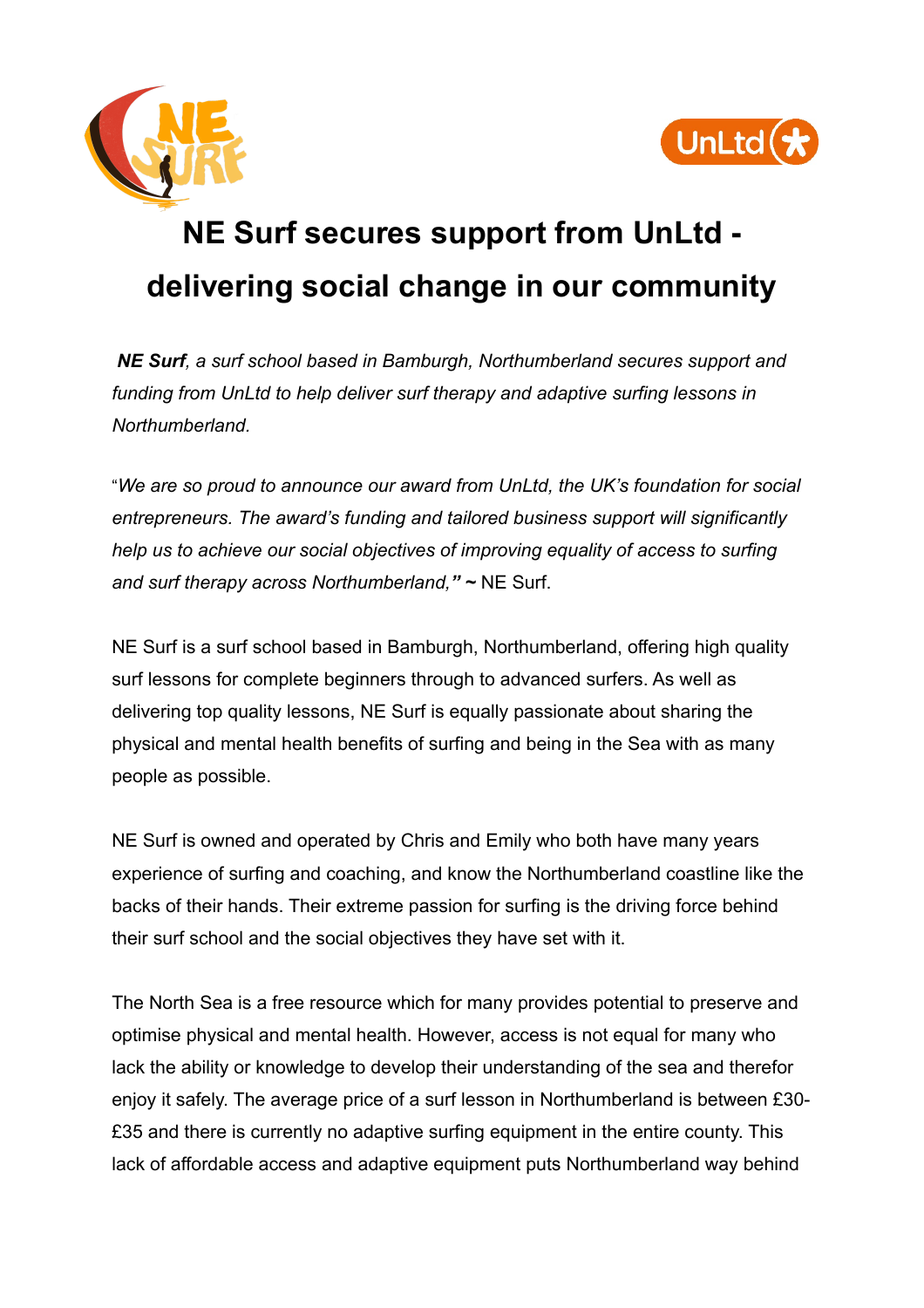# NE Surf secures support from UnLtd - delivering social change in our community

***NE Surf**, a surf school based in Bamburgh, Northumberland secures support and funding from UnLtd to help deliver surf therapy and adaptive surfing lessons in Northumberland.*

"*We are so proud to announce our award from UnLtd, the UK's foundation for social entrepreneurs. The award's funding and tailored business support will significantly help us to achieve our social objectives of improving equality of access to surfing and surf therapy across Northumberland,"* **~** NE Surf.

NE Surf is a surf school based in Bamburgh, Northumberland, offering high quality surf lessons for complete beginners through to advanced surfers. As well as delivering top quality lessons, NE Surf is equally passionate about sharing the physical and mental health benefits of surfing and being in the Sea with as many people as possible.

NE Surf is owned and operated by Chris and Emily who both have many years experience of surfing and coaching, and know the Northumberland coastline like the backs of their hands. Their extreme passion for surfing is the driving force behind their surf school and the social objectives they have set with it.

The North Sea is a free resource which for many provides potential to preserve and optimise physical and mental health. However, access is not equal for many who lack the ability or knowledge to develop their understanding of the sea and therefor enjoy it safely. The average price of a surf lesson in Northumberland is between £30-£35 and there is currently no adaptive surfing equipment in the entire county. This lack of affordable access and adaptive equipment puts Northumberland way behind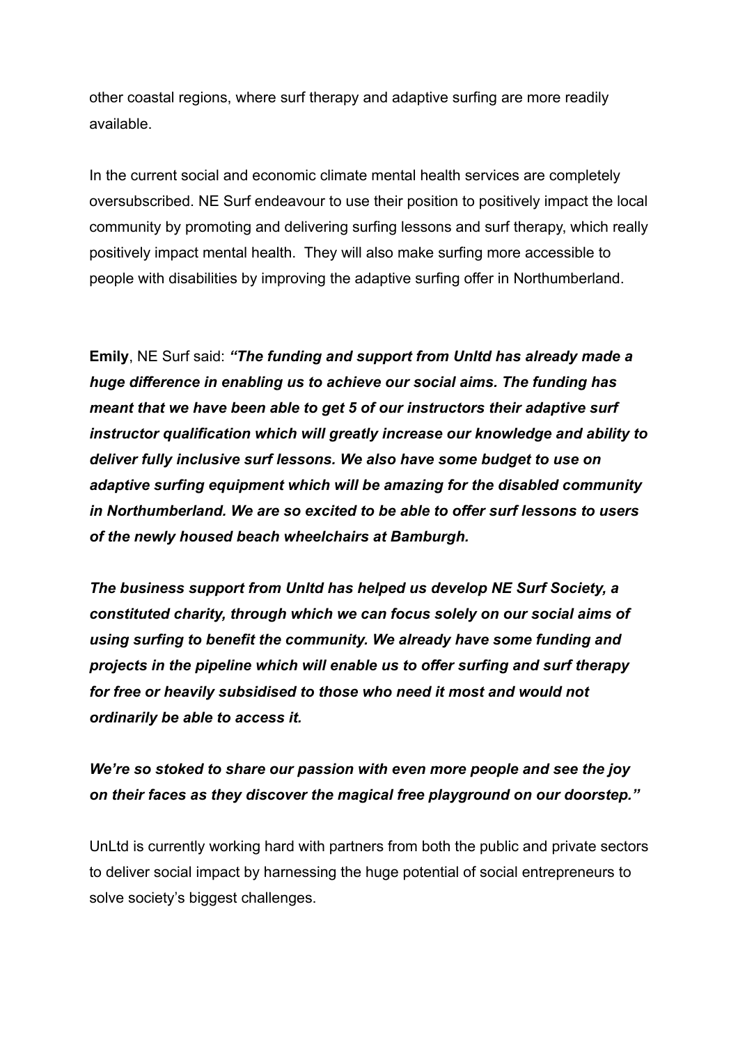other coastal regions, where surf therapy and adaptive surfing are more readily available.

In the current social and economic climate mental health services are completely oversubscribed. NE Surf endeavour to use their position to positively impact the local community by promoting and delivering surfing lessons and surf therapy, which really positively impact mental health. They will also make surfing more accessible to people with disabilities by improving the adaptive surfing offer in Northumberland.

**Emily**, NE Surf said: ***"The funding and support from Unltd has already made a huge difference in enabling us to achieve our social aims. The funding has meant that we have been able to get 5 of our instructors their adaptive surf instructor qualification which will greatly increase our knowledge and ability to deliver fully inclusive surf lessons. We also have some budget to use on adaptive surfing equipment which will be amazing for the disabled community in Northumberland. We are so excited to be able to offer surf lessons to users of the newly housed beach wheelchairs at Bamburgh.***

***The business support from Unltd has helped us develop NE Surf Society, a constituted charity, through which we can focus solely on our social aims of using surfing to benefit the community. We already have some funding and projects in the pipeline which will enable us to offer surfing and surf therapy for free or heavily subsidised to those who need it most and would not ordinarily be able to access it.***

***We're so stoked to share our passion with even more people and see the joy on their faces as they discover the magical free playground on our doorstep."***

UnLtd is currently working hard with partners from both the public and private sectors to deliver social impact by harnessing the huge potential of social entrepreneurs to solve society's biggest challenges.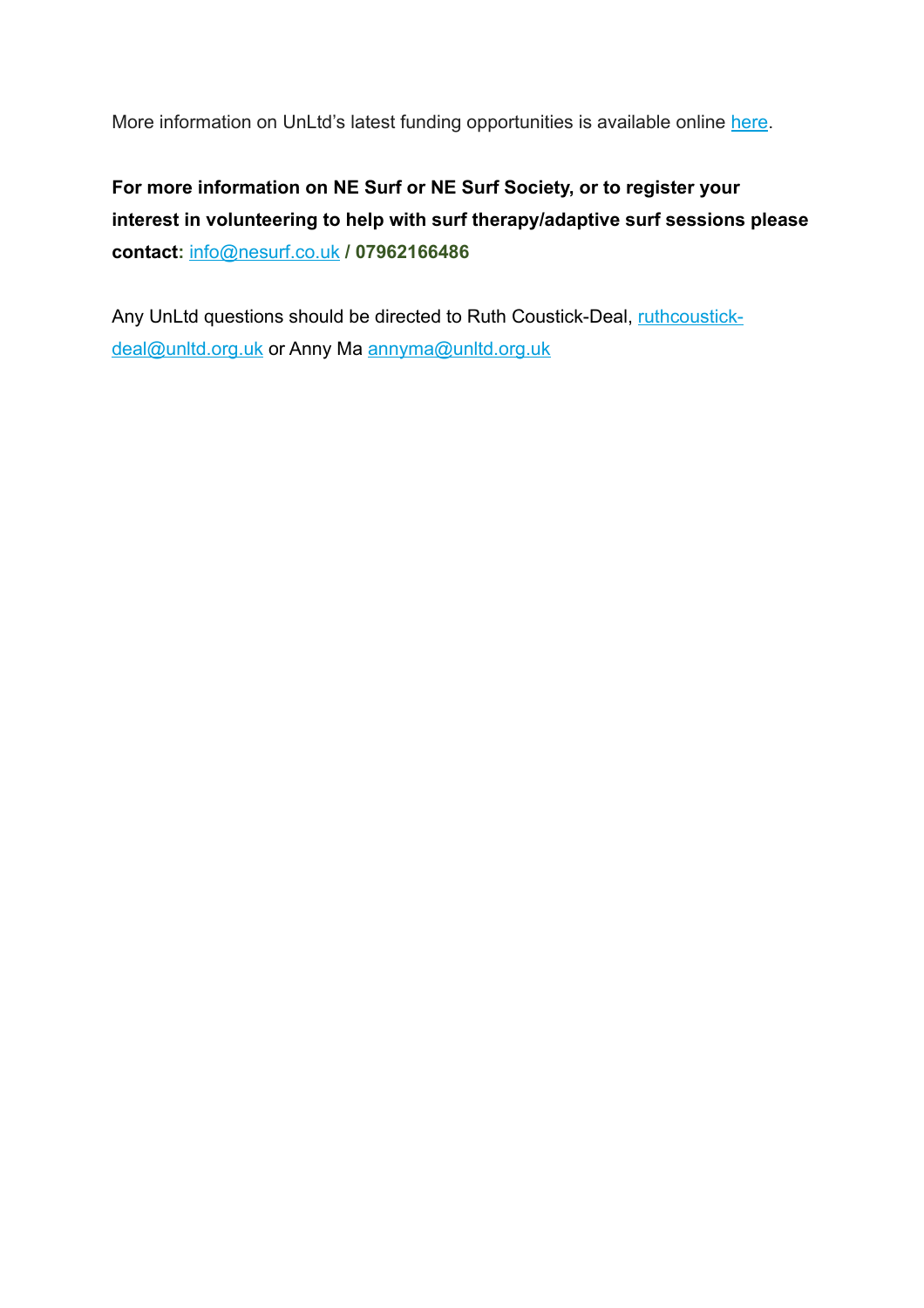More information on UnLtd's latest funding opportunities is available online here.

**For more information on NE Surf or NE Surf Society, or to register your interest in volunteering to help with surf therapy/adaptive surf sessions please contact:** info@nesurf.co.uk **/ 07962166486**

Any UnLtd questions should be directed to Ruth Coustick-Deal, ruthcoustick-deal@unltd.org.uk or Anny Ma annyma@unltd.org.uk